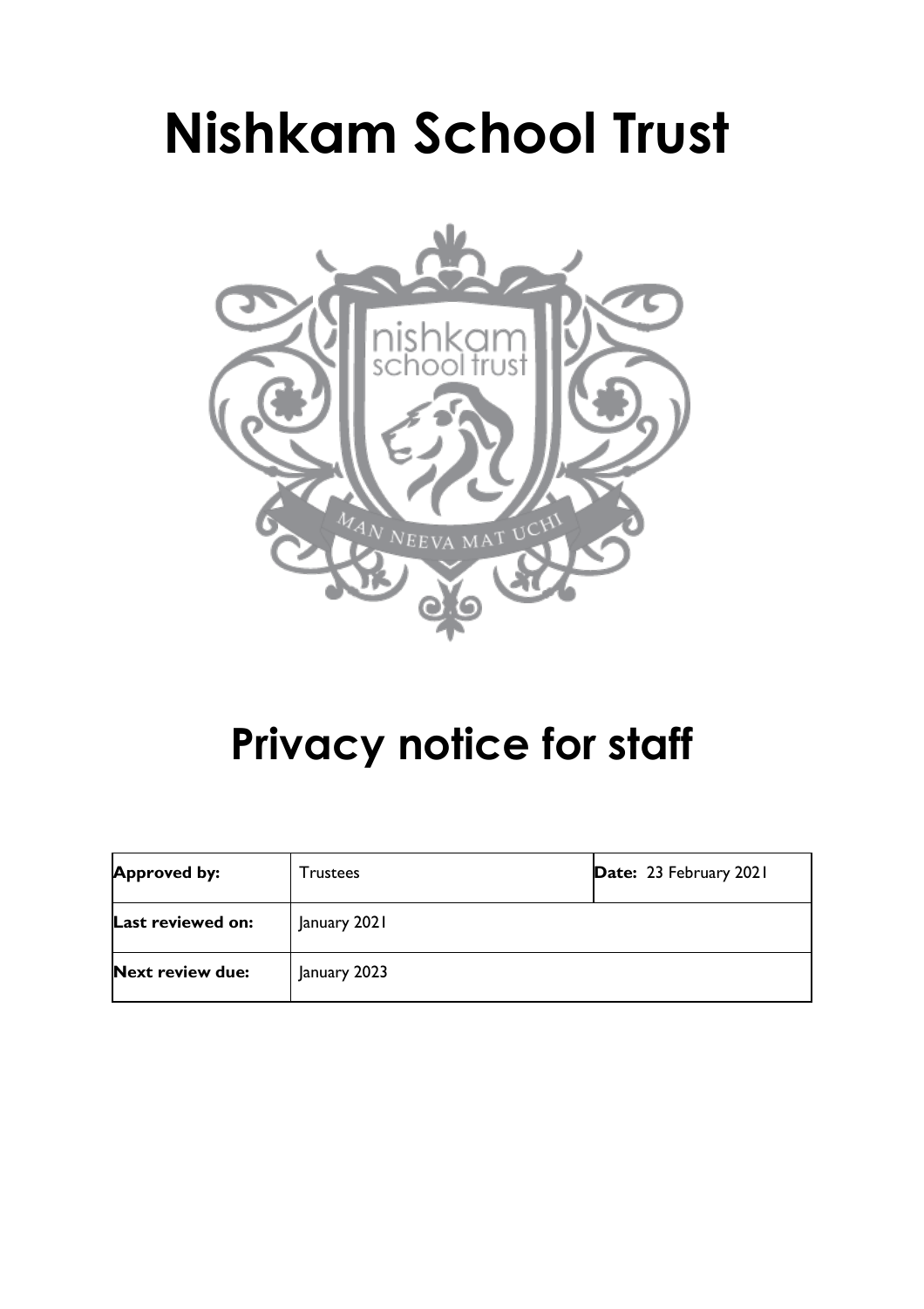# Nishkam School Trust

# Privacy notice for staff

| **Approved by:** | Trustees | **Date:** 23 February 2021 |
|---|---|---|
| **Last reviewed on:** | January 2021 | |
| **Next review due:** | January 2023 | |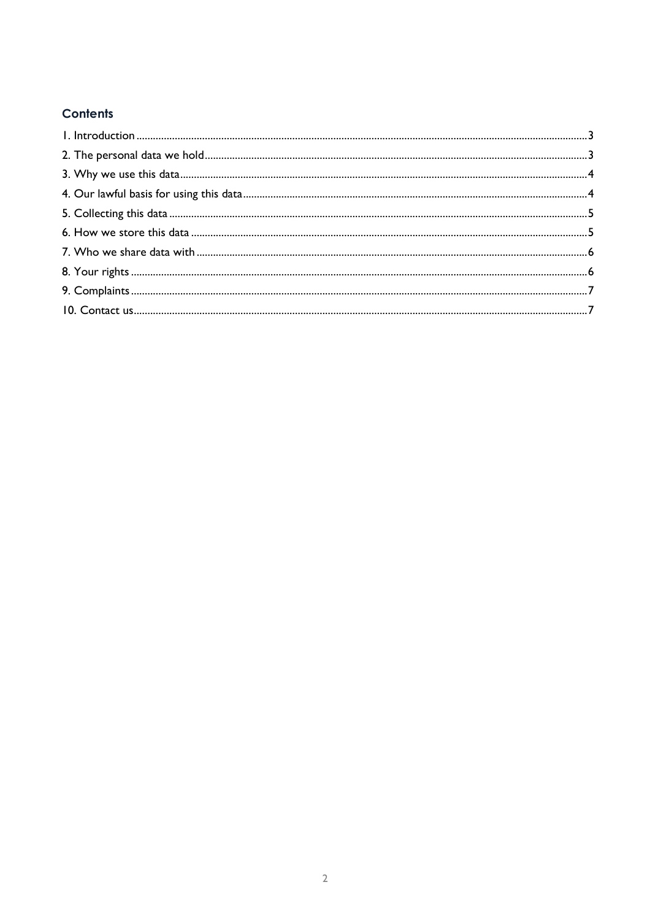## Contents

1. Introduction ........................................................ 3
2. The personal data we hold ........................................................ 3
3. Why we use this data ........................................................ 4
4. Our lawful basis for using this data ........................................................ 4
5. Collecting this data ........................................................ 5
6. How we store this data ........................................................ 5
7. Who we share data with ........................................................ 6
8. Your rights ........................................................ 6
9. Complaints ........................................................ 7
10. Contact us ........................................................ 7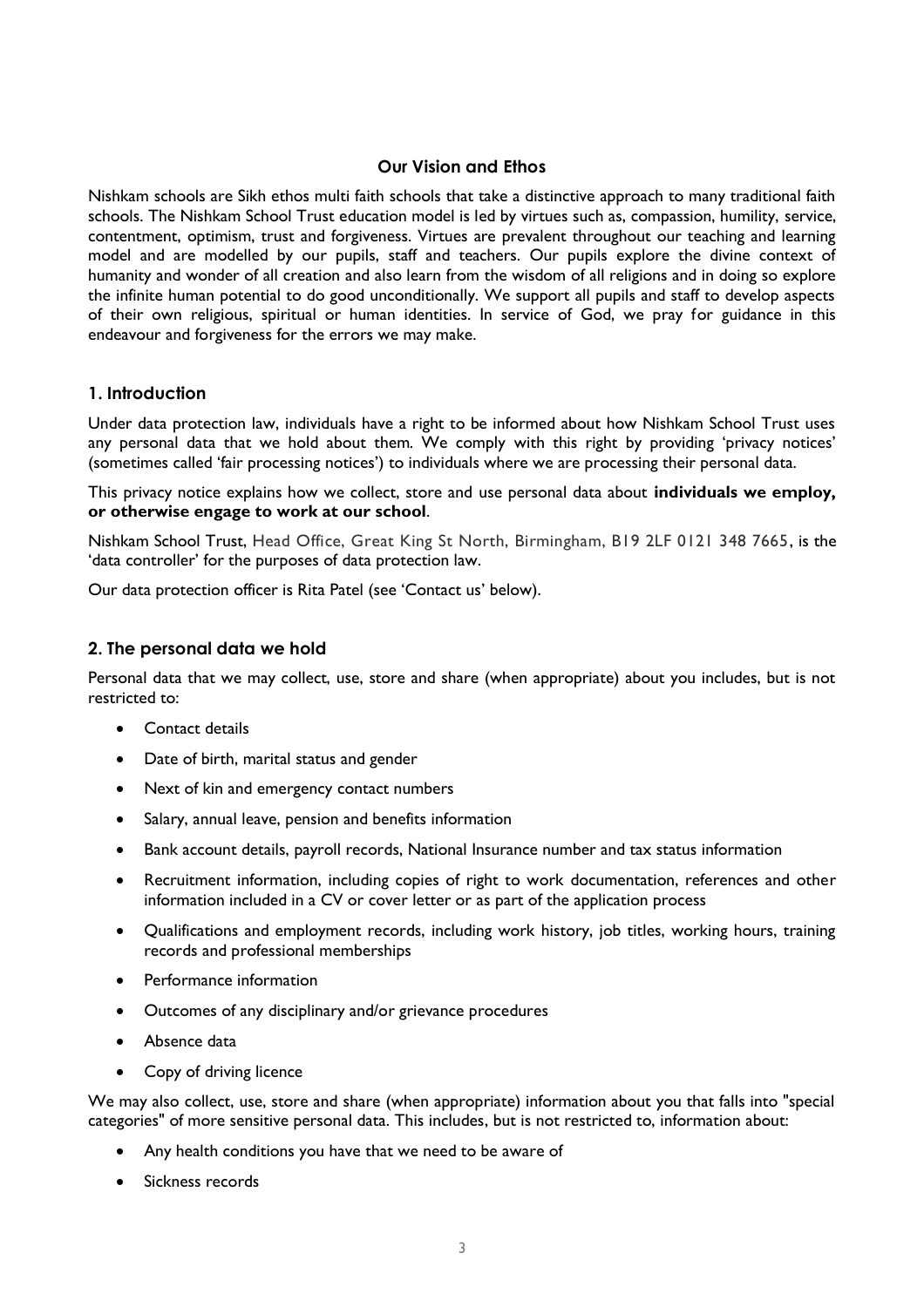## Our Vision and Ethos

Nishkam schools are Sikh ethos multi faith schools that take a distinctive approach to many traditional faith schools. The Nishkam School Trust education model is led by virtues such as, compassion, humility, service, contentment, optimism, trust and forgiveness. Virtues are prevalent throughout our teaching and learning model and are modelled by our pupils, staff and teachers. Our pupils explore the divine context of humanity and wonder of all creation and also learn from the wisdom of all religions and in doing so explore the infinite human potential to do good unconditionally. We support all pupils and staff to develop aspects of their own religious, spiritual or human identities. In service of God, we pray for guidance in this endeavour and forgiveness for the errors we may make.

## 1. Introduction

Under data protection law, individuals have a right to be informed about how Nishkam School Trust uses any personal data that we hold about them. We comply with this right by providing 'privacy notices' (sometimes called 'fair processing notices') to individuals where we are processing their personal data.

This privacy notice explains how we collect, store and use personal data about **individuals we employ, or otherwise engage to work at our school**.

Nishkam School Trust, Head Office, Great King St North, Birmingham, B19 2LF 0121 348 7665, is the 'data controller' for the purposes of data protection law.

Our data protection officer is Rita Patel (see 'Contact us' below).

## 2. The personal data we hold

Personal data that we may collect, use, store and share (when appropriate) about you includes, but is not restricted to:

- Contact details
- Date of birth, marital status and gender
- Next of kin and emergency contact numbers
- Salary, annual leave, pension and benefits information
- Bank account details, payroll records, National Insurance number and tax status information
- Recruitment information, including copies of right to work documentation, references and other information included in a CV or cover letter or as part of the application process
- Qualifications and employment records, including work history, job titles, working hours, training records and professional memberships
- Performance information
- Outcomes of any disciplinary and/or grievance procedures
- Absence data
- Copy of driving licence

We may also collect, use, store and share (when appropriate) information about you that falls into "special categories" of more sensitive personal data. This includes, but is not restricted to, information about:

- Any health conditions you have that we need to be aware of
- Sickness records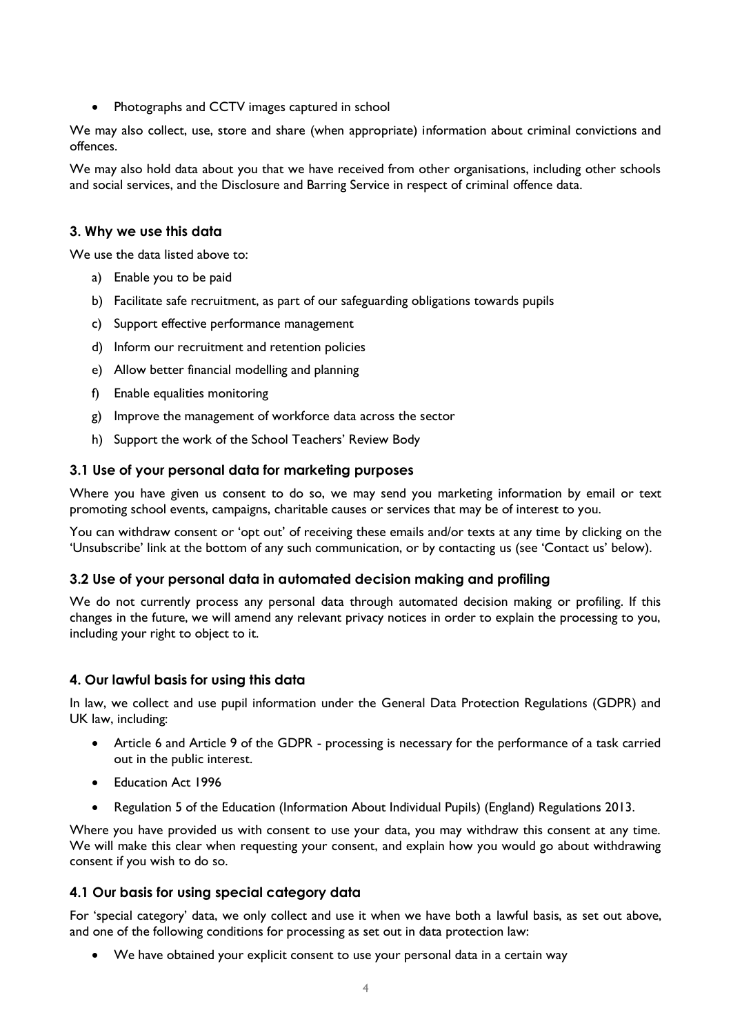- Photographs and CCTV images captured in school

We may also collect, use, store and share (when appropriate) information about criminal convictions and offences.

We may also hold data about you that we have received from other organisations, including other schools and social services, and the Disclosure and Barring Service in respect of criminal offence data.

## 3. Why we use this data

We use the data listed above to:

a) Enable you to be paid
b) Facilitate safe recruitment, as part of our safeguarding obligations towards pupils
c) Support effective performance management
d) Inform our recruitment and retention policies
e) Allow better financial modelling and planning
f) Enable equalities monitoring
g) Improve the management of workforce data across the sector
h) Support the work of the School Teachers' Review Body

### 3.1 Use of your personal data for marketing purposes

Where you have given us consent to do so, we may send you marketing information by email or text promoting school events, campaigns, charitable causes or services that may be of interest to you.

You can withdraw consent or 'opt out' of receiving these emails and/or texts at any time by clicking on the 'Unsubscribe' link at the bottom of any such communication, or by contacting us (see 'Contact us' below).

### 3.2 Use of your personal data in automated decision making and profiling

We do not currently process any personal data through automated decision making or profiling. If this changes in the future, we will amend any relevant privacy notices in order to explain the processing to you, including your right to object to it.

## 4. Our lawful basis for using this data

In law, we collect and use pupil information under the General Data Protection Regulations (GDPR) and UK law, including:

- Article 6 and Article 9 of the GDPR - processing is necessary for the performance of a task carried out in the public interest.
- Education Act 1996
- Regulation 5 of the Education (Information About Individual Pupils) (England) Regulations 2013.

Where you have provided us with consent to use your data, you may withdraw this consent at any time. We will make this clear when requesting your consent, and explain how you would go about withdrawing consent if you wish to do so.

### 4.1 Our basis for using special category data

For 'special category' data, we only collect and use it when we have both a lawful basis, as set out above, and one of the following conditions for processing as set out in data protection law:

- We have obtained your explicit consent to use your personal data in a certain way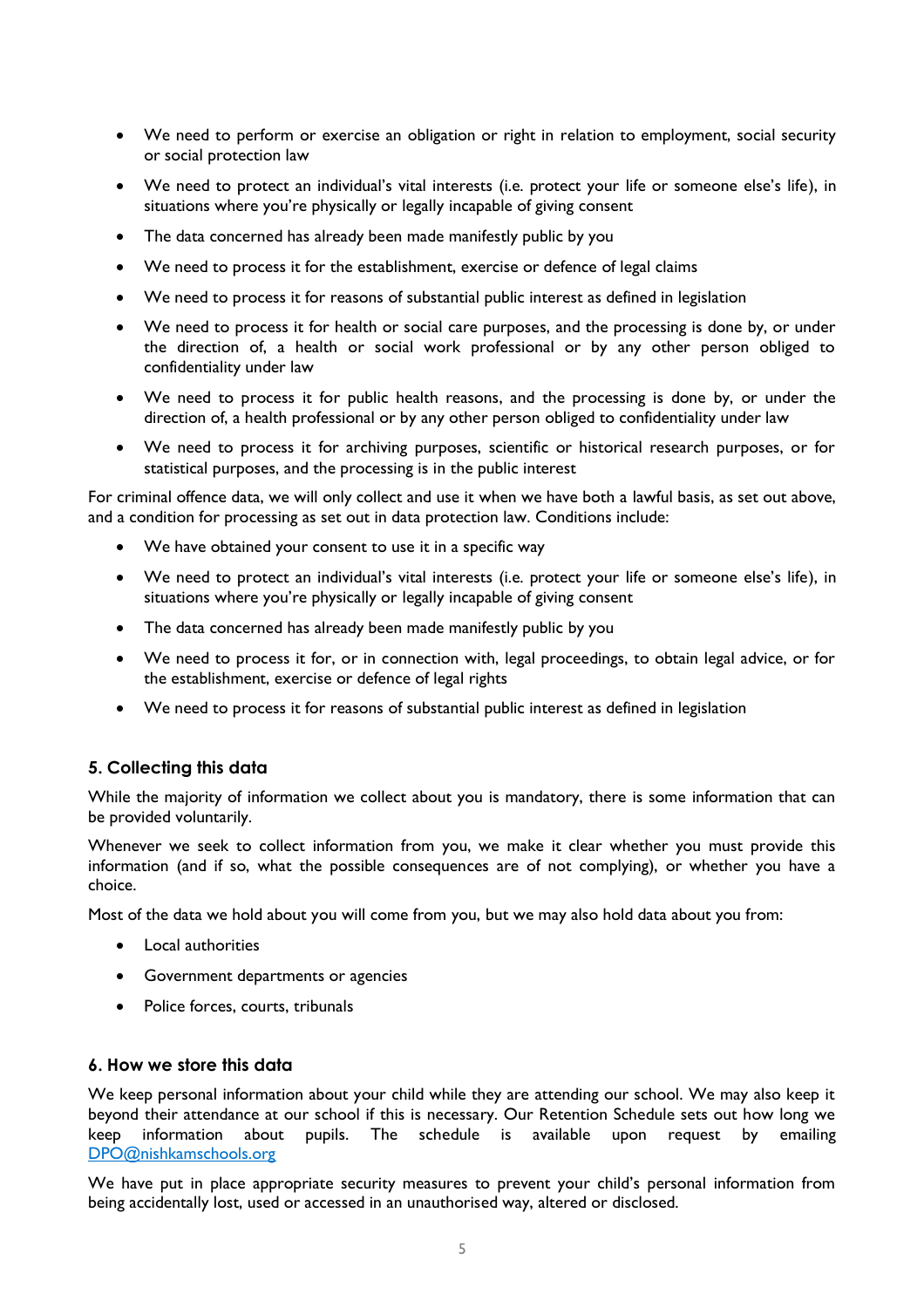- We need to perform or exercise an obligation or right in relation to employment, social security or social protection law
- We need to protect an individual's vital interests (i.e. protect your life or someone else's life), in situations where you're physically or legally incapable of giving consent
- The data concerned has already been made manifestly public by you
- We need to process it for the establishment, exercise or defence of legal claims
- We need to process it for reasons of substantial public interest as defined in legislation
- We need to process it for health or social care purposes, and the processing is done by, or under the direction of, a health or social work professional or by any other person obliged to confidentiality under law
- We need to process it for public health reasons, and the processing is done by, or under the direction of, a health professional or by any other person obliged to confidentiality under law
- We need to process it for archiving purposes, scientific or historical research purposes, or for statistical purposes, and the processing is in the public interest

For criminal offence data, we will only collect and use it when we have both a lawful basis, as set out above, and a condition for processing as set out in data protection law. Conditions include:

- We have obtained your consent to use it in a specific way
- We need to protect an individual's vital interests (i.e. protect your life or someone else's life), in situations where you're physically or legally incapable of giving consent
- The data concerned has already been made manifestly public by you
- We need to process it for, or in connection with, legal proceedings, to obtain legal advice, or for the establishment, exercise or defence of legal rights
- We need to process it for reasons of substantial public interest as defined in legislation

## 5. Collecting this data

While the majority of information we collect about you is mandatory, there is some information that can be provided voluntarily.

Whenever we seek to collect information from you, we make it clear whether you must provide this information (and if so, what the possible consequences are of not complying), or whether you have a choice.

Most of the data we hold about you will come from you, but we may also hold data about you from:

- Local authorities
- Government departments or agencies
- Police forces, courts, tribunals

## 6. How we store this data

We keep personal information about your child while they are attending our school. We may also keep it beyond their attendance at our school if this is necessary. Our Retention Schedule sets out how long we keep information about pupils. The schedule is available upon request by emailing DPO@nishkamschools.org

We have put in place appropriate security measures to prevent your child's personal information from being accidentally lost, used or accessed in an unauthorised way, altered or disclosed.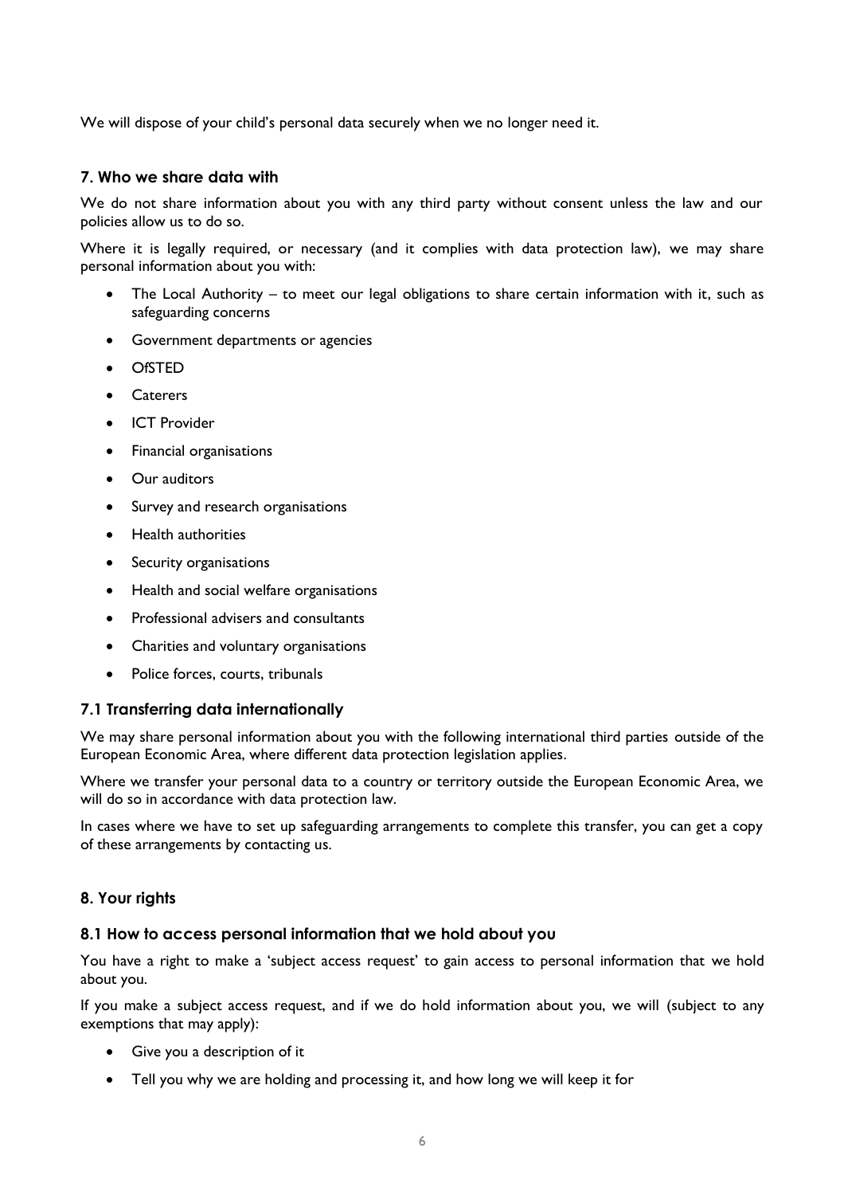We will dispose of your child's personal data securely when we no longer need it.

### 7. Who we share data with

We do not share information about you with any third party without consent unless the law and our policies allow us to do so.

Where it is legally required, or necessary (and it complies with data protection law), we may share personal information about you with:

- The Local Authority – to meet our legal obligations to share certain information with it, such as safeguarding concerns
- Government departments or agencies
- OfSTED
- Caterers
- ICT Provider
- Financial organisations
- Our auditors
- Survey and research organisations
- Health authorities
- Security organisations
- Health and social welfare organisations
- Professional advisers and consultants
- Charities and voluntary organisations
- Police forces, courts, tribunals

### 7.1 Transferring data internationally

We may share personal information about you with the following international third parties outside of the European Economic Area, where different data protection legislation applies.

Where we transfer your personal data to a country or territory outside the European Economic Area, we will do so in accordance with data protection law.

In cases where we have to set up safeguarding arrangements to complete this transfer, you can get a copy of these arrangements by contacting us.

### 8. Your rights

### 8.1 How to access personal information that we hold about you

You have a right to make a 'subject access request' to gain access to personal information that we hold about you.

If you make a subject access request, and if we do hold information about you, we will (subject to any exemptions that may apply):

- Give you a description of it
- Tell you why we are holding and processing it, and how long we will keep it for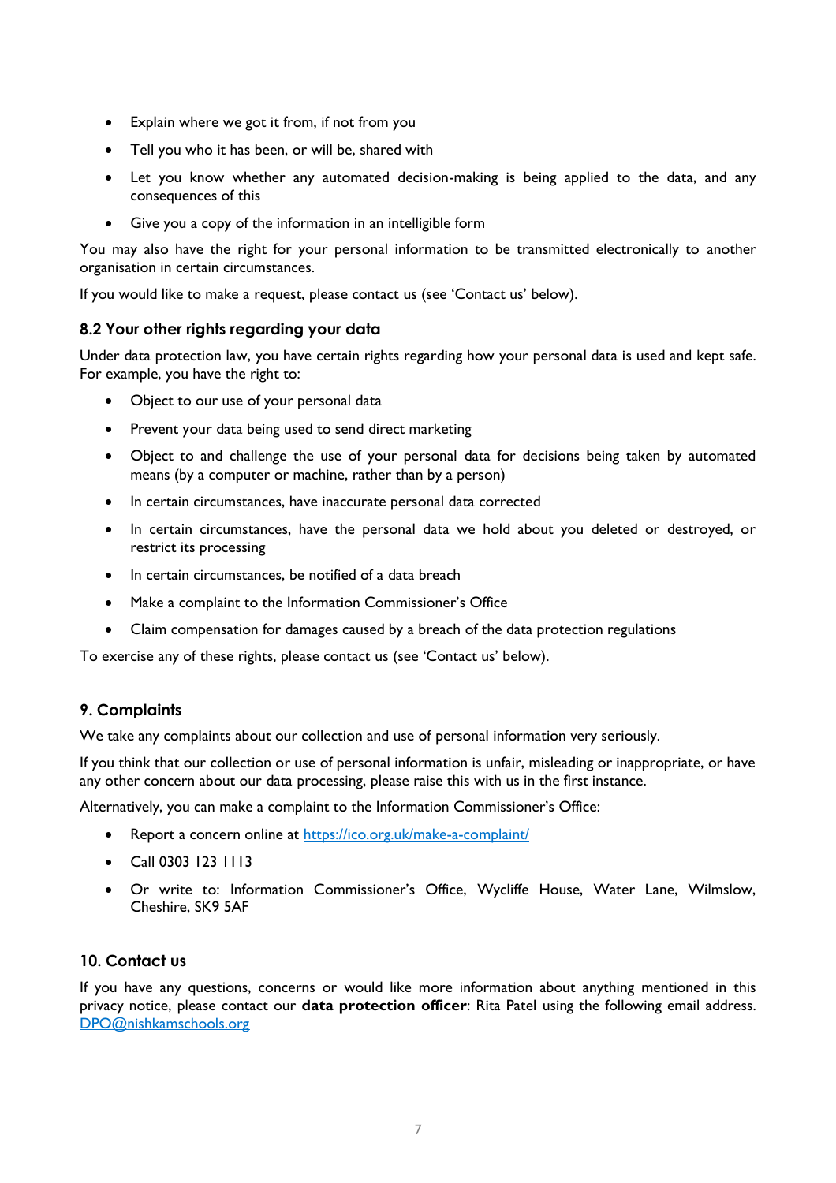- Explain where we got it from, if not from you
- Tell you who it has been, or will be, shared with
- Let you know whether any automated decision-making is being applied to the data, and any consequences of this
- Give you a copy of the information in an intelligible form

You may also have the right for your personal information to be transmitted electronically to another organisation in certain circumstances.

If you would like to make a request, please contact us (see 'Contact us' below).

### 8.2 Your other rights regarding your data

Under data protection law, you have certain rights regarding how your personal data is used and kept safe. For example, you have the right to:

- Object to our use of your personal data
- Prevent your data being used to send direct marketing
- Object to and challenge the use of your personal data for decisions being taken by automated means (by a computer or machine, rather than by a person)
- In certain circumstances, have inaccurate personal data corrected
- In certain circumstances, have the personal data we hold about you deleted or destroyed, or restrict its processing
- In certain circumstances, be notified of a data breach
- Make a complaint to the Information Commissioner's Office
- Claim compensation for damages caused by a breach of the data protection regulations

To exercise any of these rights, please contact us (see 'Contact us' below).

## 9. Complaints

We take any complaints about our collection and use of personal information very seriously.

If you think that our collection or use of personal information is unfair, misleading or inappropriate, or have any other concern about our data processing, please raise this with us in the first instance.

Alternatively, you can make a complaint to the Information Commissioner's Office:

- Report a concern online at https://ico.org.uk/make-a-complaint/
- Call 0303 123 1113
- Or write to: Information Commissioner's Office, Wycliffe House, Water Lane, Wilmslow, Cheshire, SK9 5AF

## 10. Contact us

If you have any questions, concerns or would like more information about anything mentioned in this privacy notice, please contact our **data protection officer**: Rita Patel using the following email address. DPO@nishkamschools.org